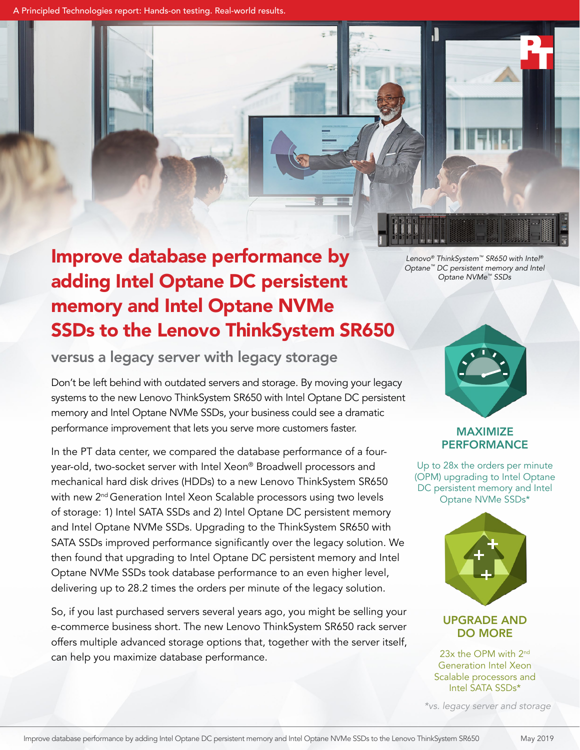A Principled Technologies report: Hands-on testing. Real-world results.

# Improve database performance by adding Intel Optane DC persistent memory and Intel Optane NVMe SSDs to the Lenovo ThinkSystem SR650

## versus a legacy server with legacy storage

*Lenovo® ThinkSystem™ SR650 with Intel® Optane™ DC persistent memory and Intel Optane NVMe™ SSDs*

Don't be left behind with outdated servers and storage. By moving your legacy systems to the new Lenovo ThinkSystem SR650 with Intel Optane DC persistent memory and Intel Optane NVMe SSDs, your business could see a dramatic performance improvement that lets you serve more customers faster.

In the PT data center, we compared the database performance of a four-year-old, two-socket server with Intel Xeon® Broadwell processors and mechanical hard disk drives (HDDs) to a new Lenovo ThinkSystem SR650 with new 2nd Generation Intel Xeon Scalable processors using two levels of storage: 1) Intel SATA SSDs and 2) Intel Optane DC persistent memory and Intel Optane NVMe SSDs. Upgrading to the ThinkSystem SR650 with SATA SSDs improved performance significantly over the legacy solution. We then found that upgrading to Intel Optane DC persistent memory and Intel Optane NVMe SSDs took database performance to an even higher level, delivering up to 28.2 times the orders per minute of the legacy solution.

So, if you last purchased servers several years ago, you might be selling your e-commerce business short. The new Lenovo ThinkSystem SR650 rack server offers multiple advanced storage options that, together with the server itself, can help you maximize database performance.

### MAXIMIZE PERFORMANCE

Up to 28x the orders per minute (OPM) upgrading to Intel Optane DC persistent memory and Intel Optane NVMe SSDs*

### UPGRADE AND DO MORE

23x the OPM with 2nd Generation Intel Xeon Scalable processors and Intel SATA SSDs*

*vs. legacy server and storage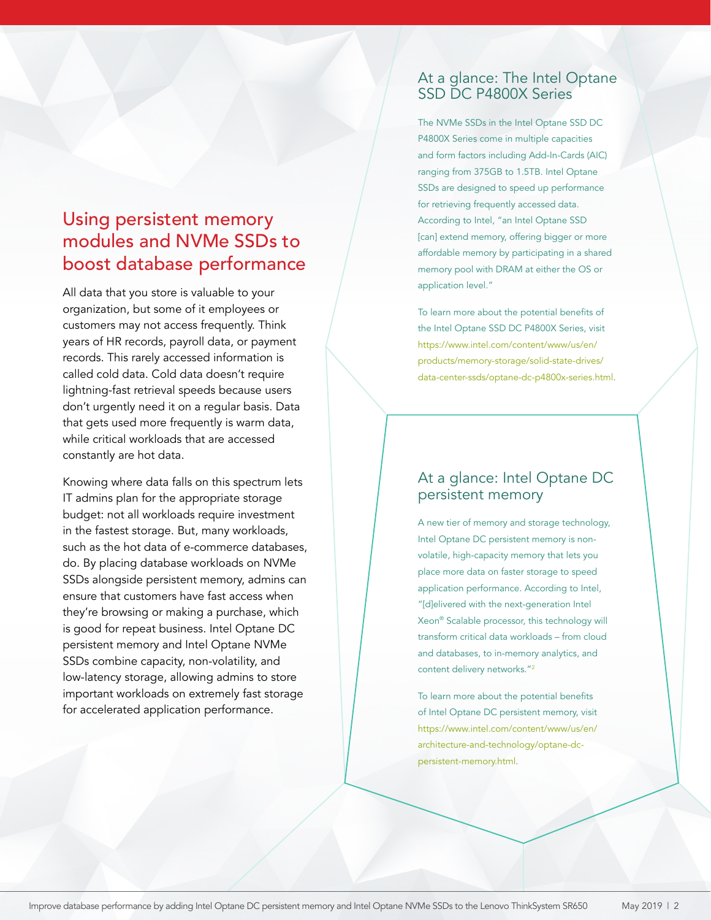## Using persistent memory modules and NVMe SSDs to boost database performance

All data that you store is valuable to your organization, but some of it employees or customers may not access frequently. Think years of HR records, payroll data, or payment records. This rarely accessed information is called cold data. Cold data doesn't require lightning-fast retrieval speeds because users don't urgently need it on a regular basis. Data that gets used more frequently is warm data, while critical workloads that are accessed constantly are hot data.

Knowing where data falls on this spectrum lets IT admins plan for the appropriate storage budget: not all workloads require investment in the fastest storage. But, many workloads, such as the hot data of e-commerce databases, do. By placing database workloads on NVMe SSDs alongside persistent memory, admins can ensure that customers have fast access when they're browsing or making a purchase, which is good for repeat business. Intel Optane DC persistent memory and Intel Optane NVMe SSDs combine capacity, non-volatility, and low-latency storage, allowing admins to store important workloads on extremely fast storage for accelerated application performance.

### At a glance: The Intel Optane SSD DC P4800X Series

The NVMe SSDs in the Intel Optane SSD DC P4800X Series come in multiple capacities and form factors including Add-In-Cards (AIC) ranging from 375GB to 1.5TB. Intel Optane SSDs are designed to speed up performance for retrieving frequently accessed data. According to Intel, "an Intel Optane SSD [can] extend memory, offering bigger or more affordable memory by participating in a shared memory pool with DRAM at either the OS or application level."

To learn more about the potential benefits of the Intel Optane SSD DC P4800X Series, visit https://www.intel.com/content/www/us/en/products/memory-storage/solid-state-drives/data-center-ssds/optane-dc-p4800x-series.html.

### At a glance: Intel Optane DC persistent memory

A new tier of memory and storage technology, Intel Optane DC persistent memory is non-volatile, high-capacity memory that lets you place more data on faster storage to speed application performance. According to Intel, "[d]elivered with the next-generation Intel Xeon® Scalable processor, this technology will transform critical data workloads – from cloud and databases, to in-memory analytics, and content delivery networks."[2]

To learn more about the potential benefits of Intel Optane DC persistent memory, visit https://www.intel.com/content/www/us/en/architecture-and-technology/optane-dc-persistent-memory.html.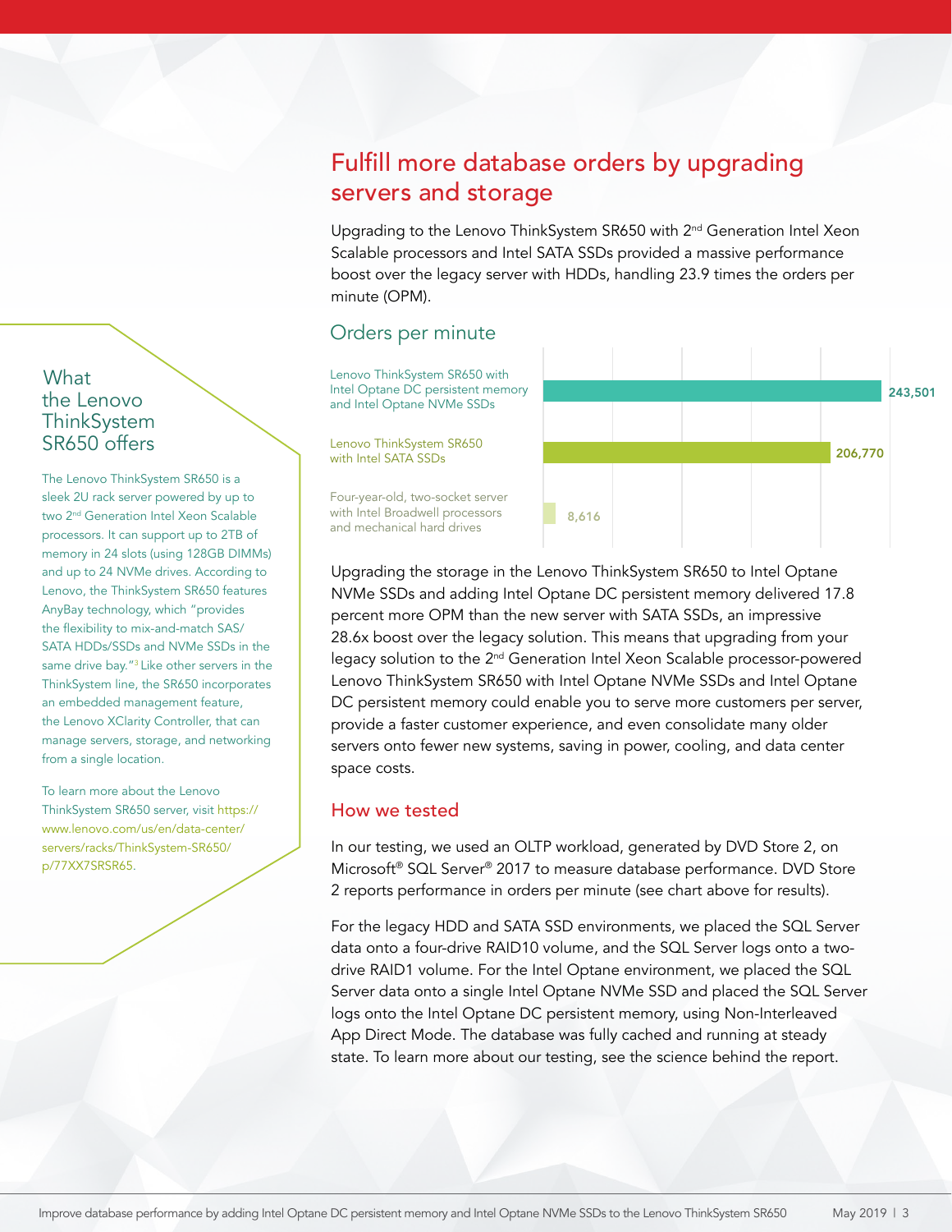## Fulfill more database orders by upgrading servers and storage

Upgrading to the Lenovo ThinkSystem SR650 with 2nd Generation Intel Xeon Scalable processors and Intel SATA SSDs provided a massive performance boost over the legacy server with HDDs, handling 23.9 times the orders per minute (OPM).

### Orders per minute

| Configuration | Orders per minute |
| --- | --- |
| Lenovo ThinkSystem SR650 with Intel Optane DC persistent memory and Intel Optane NVMe SSDs | 243,501 |
| Lenovo ThinkSystem SR650 with Intel SATA SSDs | 206,770 |
| Four-year-old, two-socket server with Intel Broadwell processors and mechanical hard drives | 8,616 |

Upgrading the storage in the Lenovo ThinkSystem SR650 to Intel Optane NVMe SSDs and adding Intel Optane DC persistent memory delivered 17.8 percent more OPM than the new server with SATA SSDs, an impressive 28.6x boost over the legacy solution. This means that upgrading from your legacy solution to the 2nd Generation Intel Xeon Scalable processor-powered Lenovo ThinkSystem SR650 with Intel Optane NVMe SSDs and Intel Optane DC persistent memory could enable you to serve more customers per server, provide a faster customer experience, and even consolidate many older servers onto fewer new systems, saving in power, cooling, and data center space costs.

### How we tested

In our testing, we used an OLTP workload, generated by DVD Store 2, on Microsoft® SQL Server® 2017 to measure database performance. DVD Store 2 reports performance in orders per minute (see chart above for results).

For the legacy HDD and SATA SSD environments, we placed the SQL Server data onto a four-drive RAID10 volume, and the SQL Server logs onto a two-drive RAID1 volume. For the Intel Optane environment, we placed the SQL Server data onto a single Intel Optane NVMe SSD and placed the SQL Server logs onto the Intel Optane DC persistent memory, using Non-Interleaved App Direct Mode. The database was fully cached and running at steady state. To learn more about our testing, see the science behind the report.

### What the Lenovo ThinkSystem SR650 offers

The Lenovo ThinkSystem SR650 is a sleek 2U rack server powered by up to two 2nd Generation Intel Xeon Scalable processors. It can support up to 2TB of memory in 24 slots (using 128GB DIMMs) and up to 24 NVMe drives. According to Lenovo, the ThinkSystem SR650 features AnyBay technology, which "provides the flexibility to mix-and-match SAS/SATA HDDs/SSDs and NVMe SSDs in the same drive bay."[3] Like other servers in the ThinkSystem line, the SR650 incorporates an embedded management feature, the Lenovo XClarity Controller, that can manage servers, storage, and networking from a single location.

To learn more about the Lenovo ThinkSystem SR650 server, visit https://www.lenovo.com/us/en/data-center/servers/racks/ThinkSystem-SR650/p/77XX7SRSR65.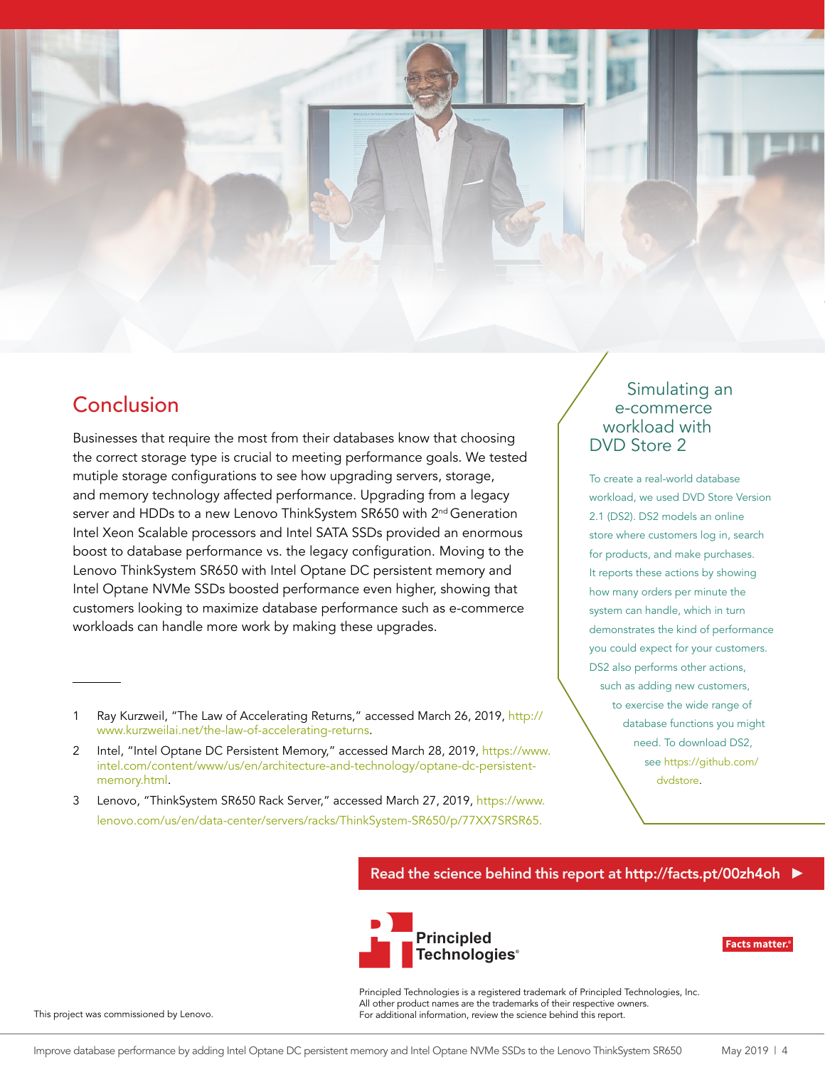## Conclusion

Businesses that require the most from their databases know that choosing the correct storage type is crucial to meeting performance goals. We tested mutiple storage configurations to see how upgrading servers, storage, and memory technology affected performance. Upgrading from a legacy server and HDDs to a new Lenovo ThinkSystem SR650 with 2nd Generation Intel Xeon Scalable processors and Intel SATA SSDs provided an enormous boost to database performance vs. the legacy configuration. Moving to the Lenovo ThinkSystem SR650 with Intel Optane DC persistent memory and Intel Optane NVMe SSDs boosted performance even higher, showing that customers looking to maximize database performance such as e-commerce workloads can handle more work by making these upgrades.

### Simulating an e-commerce workload with DVD Store 2

To create a real-world database workload, we used DVD Store Version 2.1 (DS2). DS2 models an online store where customers log in, search for products, and make purchases. It reports these actions by showing how many orders per minute the system can handle, which in turn demonstrates the kind of performance you could expect for your customers. DS2 also performs other actions, such as adding new customers, to exercise the wide range of database functions you might need. To download DS2, see https://github.com/dvdstore.

---

1 Ray Kurzweil, "The Law of Accelerating Returns," accessed March 26, 2019, http://www.kurzweilai.net/the-law-of-accelerating-returns.

2 Intel, "Intel Optane DC Persistent Memory," accessed March 28, 2019, https://www.intel.com/content/www/us/en/architecture-and-technology/optane-dc-persistent-memory.html.

3 Lenovo, "ThinkSystem SR650 Rack Server," accessed March 27, 2019, https://www.lenovo.com/us/en/data-center/servers/racks/ThinkSystem-SR650/p/77XX7SRSR65.

**Read the science behind this report at http://facts.pt/00zh4oh ►**

Principled Technologies®

Facts matter.®

Principled Technologies is a registered trademark of Principled Technologies, Inc.
All other product names are the trademarks of their respective owners.
For additional information, review the science behind this report.

This project was commissioned by Lenovo.